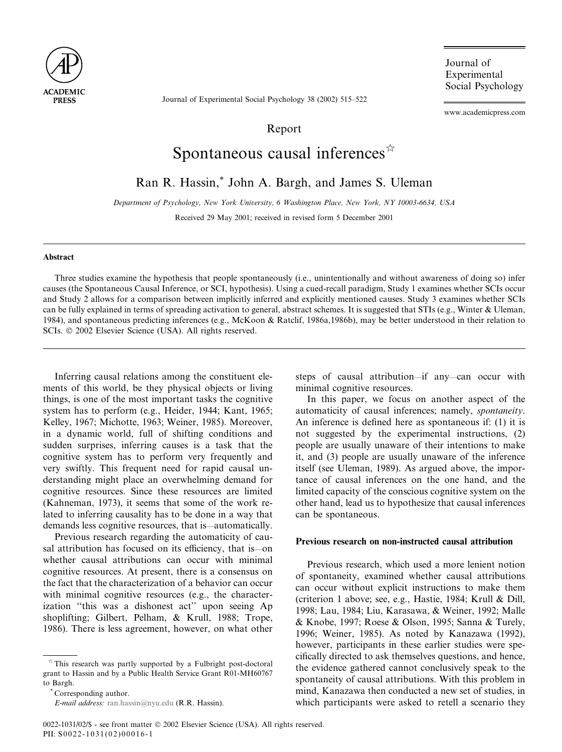Report

# Spontaneous causal inferences[☆]

Ran R. Hassin,[*] John A. Bargh, and James S. Uleman

*Department of Psychology, New York University, 6 Washington Place, New York, NY 10003-6634, USA*

Received 29 May 2001; received in revised form 5 December 2001

## Abstract

Three studies examine the hypothesis that people spontaneously (i.e., unintentionally and without awareness of doing so) infer causes (the Spontaneous Causal Inference, or SCI, hypothesis). Using a cued-recall paradigm, Study 1 examines whether SCIs occur and Study 2 allows for a comparison between implicitly inferred and explicitly mentioned causes. Study 3 examines whether SCIs can be fully explained in terms of spreading activation to general, abstract schemes. It is suggested that STIs (e.g., Winter & Uleman, 1984), and spontaneous predicting inferences (e.g., McKoon & Ratclif, 1986a,1986b), may be better understood in their relation to SCIs. © 2002 Elsevier Science (USA). All rights reserved.

Inferring causal relations among the constituent elements of this world, be they physical objects or living things, is one of the most important tasks the cognitive system has to perform (e.g., Heider, 1944; Kant, 1965; Kelley, 1967; Michotte, 1963; Weiner, 1985). Moreover, in a dynamic world, full of shifting conditions and sudden surprises, inferring causes is a task that the cognitive system has to perform very frequently and very swiftly. This frequent need for rapid causal understanding might place an overwhelming demand for cognitive resources. Since these resources are limited (Kahneman, 1973), it seems that some of the work related to inferring causality has to be done in a way that demands less cognitive resources, that is—automatically.

Previous research regarding the automaticity of causal attribution has focused on its efficiency, that is—on whether causal attributions can occur with minimal cognitive resources. At present, there is a consensus on the fact that the characterization of a behavior can occur with minimal cognitive resources (e.g., the characterization "this was a dishonest act" upon seeing Ap shoplifting; Gilbert, Pelham, & Krull, 1988; Trope, 1986). There is less agreement, however, on what other steps of causal attribution—if any—can occur with minimal cognitive resources.

In this paper, we focus on another aspect of the automaticity of causal inferences; namely, *spontaneity*. An inference is defined here as spontaneous if: (1) it is not suggested by the experimental instructions, (2) people are usually unaware of their intentions to make it, and (3) people are usually unaware of the inference itself (see Uleman, 1989). As argued above, the importance of causal inferences on the one hand, and the limited capacity of the conscious cognitive system on the other hand, lead us to hypothesize that causal inferences can be spontaneous.

### Previous research on non-instructed causal attribution

Previous research, which used a more lenient notion of spontaneity, examined whether causal attributions can occur without explicit instructions to make them (criterion 1 above; see, e.g., Hastie, 1984; Krull & Dill, 1998; Lau, 1984; Liu, Karasawa, & Weiner, 1992; Malle & Knobe, 1997; Roese & Olson, 1995; Sanna & Turely, 1996; Weiner, 1985). As noted by Kanazawa (1992), however, participants in these earlier studies were specifically directed to ask themselves questions, and hence, the evidence gathered cannot conclusively speak to the spontaneity of causal attributions. With this problem in mind, Kanazawa then conducted a new set of studies, in which participants were asked to retell a scenario they

[☆] This research was partly supported by a Fulbright post-doctoral grant to Hassin and by a Public Health Service Grant R01-MH60767 to Bargh.

[*] Corresponding author.
*E-mail address:* ran.hassin@nyu.edu (R.R. Hassin).

0022-1031/02/$ - see front matter © 2002 Elsevier Science (USA). All rights reserved.
PII: S0022-1031(02)00016-1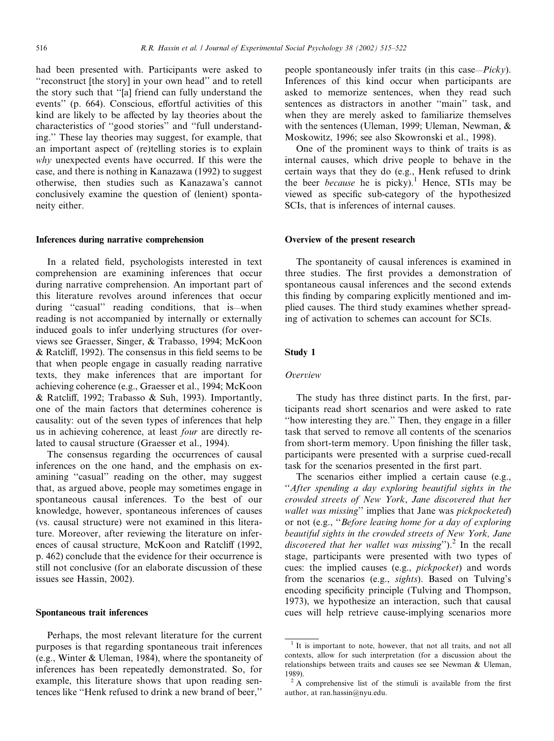had been presented with. Participants were asked to "reconstruct [the story] in your own head" and to retell the story such that "[a] friend can fully understand the events" (p. 664). Conscious, effortful activities of this kind are likely to be affected by lay theories about the characteristics of "good stories" and "full understanding." These lay theories may suggest, for example, that an important aspect of (re)telling stories is to explain *why* unexpected events have occurred. If this were the case, and there is nothing in Kanazawa (1992) to suggest otherwise, then studies such as Kanazawa's cannot conclusively examine the question of (lenient) spontaneity either.

### Inferences during narrative comprehension

In a related field, psychologists interested in text comprehension are examining inferences that occur during narrative comprehension. An important part of this literature revolves around inferences that occur during "casual" reading conditions, that is—when reading is not accompanied by internally or externally induced goals to infer underlying structures (for overviews see Graesser, Singer, & Trabasso, 1994; McKoon & Ratcliff, 1992). The consensus in this field seems to be that when people engage in casually reading narrative texts, they make inferences that are important for achieving coherence (e.g., Graesser et al., 1994; McKoon & Ratcliff, 1992; Trabasso & Suh, 1993). Importantly, one of the main factors that determines coherence is causality: out of the seven types of inferences that help us in achieving coherence, at least *four* are directly related to causal structure (Graesser et al., 1994).

The consensus regarding the occurrences of causal inferences on the one hand, and the emphasis on examining "casual" reading on the other, may suggest that, as argued above, people may sometimes engage in spontaneous causal inferences. To the best of our knowledge, however, spontaneous inferences of causes (vs. causal structure) were not examined in this literature. Moreover, after reviewing the literature on inferences of causal structure, McKoon and Ratcliff (1992, p. 462) conclude that the evidence for their occurrence is still not conclusive (for an elaborate discussion of these issues see Hassin, 2002).

### Spontaneous trait inferences

Perhaps, the most relevant literature for the current purposes is that regarding spontaneous trait inferences (e.g., Winter & Uleman, 1984), where the spontaneity of inferences has been repeatedly demonstrated. So, for example, this literature shows that upon reading sentences like "Henk refused to drink a new brand of beer," people spontaneously infer traits (in this case—*Picky*). Inferences of this kind occur when participants are asked to memorize sentences, when they read such sentences as distractors in another "main" task, and when they are merely asked to familiarize themselves with the sentences (Uleman, 1999; Uleman, Newman, & Moskowitz, 1996; see also Skowronski et al., 1998).

One of the prominent ways to think of traits is as internal causes, which drive people to behave in the certain ways that they do (e.g., Henk refused to drink the beer *because* he is picky).[1] Hence, STIs may be viewed as specific sub-category of the hypothesized SCIs, that is inferences of internal causes.

### Overview of the present research

The spontaneity of causal inferences is examined in three studies. The first provides a demonstration of spontaneous causal inferences and the second extends this finding by comparing explicitly mentioned and implied causes. The third study examines whether spreading of activation to schemes can account for SCIs.

## Study 1

#### *Overview*

The study has three distinct parts. In the first, participants read short scenarios and were asked to rate "how interesting they are." Then, they engage in a filler task that served to remove all contents of the scenarios from short-term memory. Upon finishing the filler task, participants were presented with a surprise cued-recall task for the scenarios presented in the first part.

The scenarios either implied a certain cause (e.g., "*After spending a day exploring beautiful sights in the crowded streets of New York, Jane discovered that her wallet was missing*" implies that Jane was *pickpocketed*) or not (e.g., "*Before leaving home for a day of exploring beautiful sights in the crowded streets of New York, Jane discovered that her wallet was missing*").[2] In the recall stage, participants were presented with two types of cues: the implied causes (e.g., *pickpocket*) and words from the scenarios (e.g., *sights*). Based on Tulving's encoding specificity principle (Tulving and Thompson, 1973), we hypothesize an interaction, such that causal cues will help retrieve cause-implying scenarios more

---

[1] It is important to note, however, that not all traits, and not all contexts, allow for such interpretation (for a discussion about the relationships between traits and causes see see Newman & Uleman, 1989).

[2] A comprehensive list of the stimuli is available from the first author, at ran.hassin@nyu.edu.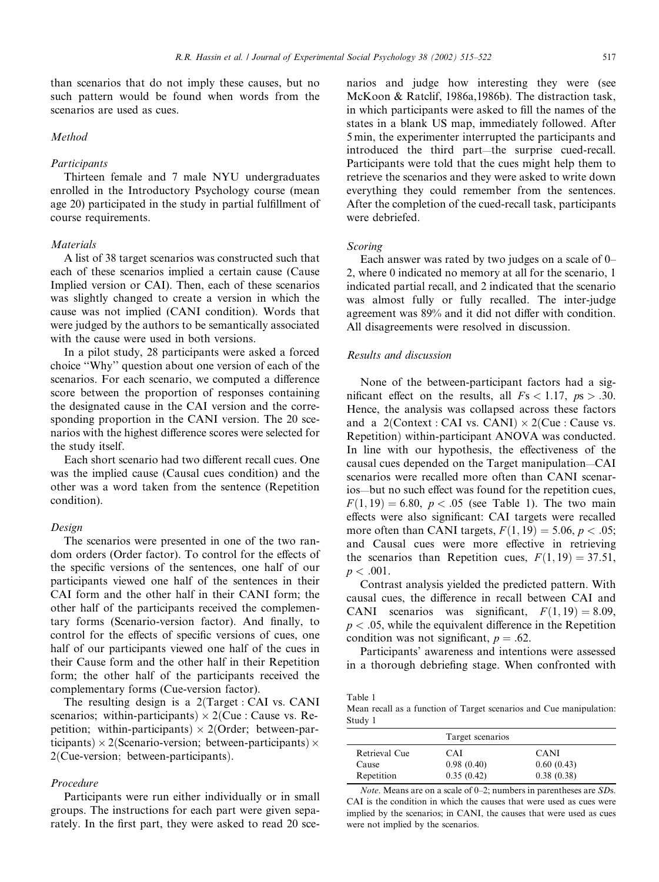than scenarios that do not imply these causes, but no such pattern would be found when words from the scenarios are used as cues.

### Method

#### Participants

Thirteen female and 7 male NYU undergraduates enrolled in the Introductory Psychology course (mean age 20) participated in the study in partial fulfillment of course requirements.

#### Materials

A list of 38 target scenarios was constructed such that each of these scenarios implied a certain cause (Cause Implied version or CAI). Then, each of these scenarios was slightly changed to create a version in which the cause was not implied (CANI condition). Words that were judged by the authors to be semantically associated with the cause were used in both versions.

In a pilot study, 28 participants were asked a forced choice "Why" question about one version of each of the scenarios. For each scenario, we computed a difference score between the proportion of responses containing the designated cause in the CAI version and the corresponding proportion in the CANI version. The 20 scenarios with the highest difference scores were selected for the study itself.

Each short scenario had two different recall cues. One was the implied cause (Causal cues condition) and the other was a word taken from the sentence (Repetition condition).

#### Design

The scenarios were presented in one of the two random orders (Order factor). To control for the effects of the specific versions of the sentences, one half of our participants viewed one half of the sentences in their CAI form and the other half in their CANI form; the other half of the participants received the complementary forms (Scenario-version factor). And finally, to control for the effects of specific versions of cues, one half of our participants viewed one half of the cues in their Cause form and the other half in their Repetition form; the other half of the participants received the complementary forms (Cue-version factor).

The resulting design is a 2(Target : CAI vs. CANI scenarios; within-participants) $\times$ 2(Cue : Cause vs. Repetition; within-participants) $\times$ 2(Order; between-participants) $\times$ 2(Scenario-version; between-participants) $\times$ 2(Cue-version; between-participants).

#### Procedure

Participants were run either individually or in small groups. The instructions for each part were given separately. In the first part, they were asked to read 20 scenarios and judge how interesting they were (see McKoon & Ratclif, 1986a,1986b). The distraction task, in which participants were asked to fill the names of the states in a blank US map, immediately followed. After 5 min, the experimenter interrupted the participants and introduced the third part—the surprise cued-recall. Participants were told that the cues might help them to retrieve the scenarios and they were asked to write down everything they could remember from the sentences. After the completion of the cued-recall task, participants were debriefed.

#### Scoring

Each answer was rated by two judges on a scale of 0–2, where 0 indicated no memory at all for the scenario, 1 indicated partial recall, and 2 indicated that the scenario was almost fully or fully recalled. The inter-judge agreement was 89% and it did not differ with condition. All disagreements were resolved in discussion.

### Results and discussion

None of the between-participant factors had a significant effect on the results, all $F$s $< 1.17$, $p$s $> .30$. Hence, the analysis was collapsed across these factors and a 2(Context : CAI vs. CANI) $\times$ 2(Cue : Cause vs. Repetition) within-participant ANOVA was conducted. In line with our hypothesis, the effectiveness of the causal cues depended on the Target manipulation—CAI scenarios were recalled more often than CANI scenarios—but no such effect was found for the repetition cues, $F(1, 19) = 6.80$, $p < .05$ (see Table 1). The two main effects were also significant: CAI targets were recalled more often than CANI targets, $F(1, 19) = 5.06$, $p < .05$; and Causal cues were more effective in retrieving the scenarios than Repetition cues, $F(1, 19) = 37.51$, $p < .001$.

Contrast analysis yielded the predicted pattern. With causal cues, the difference in recall between CAI and CANI scenarios was significant, $F(1, 19) = 8.09$, $p < .05$, while the equivalent difference in the Repetition condition was not significant, $p = .62$.

Participants' awareness and intentions were assessed in a thorough debriefing stage. When confronted with

Table 1
Mean recall as a function of Target scenarios and Cue manipulation: Study 1

| | Target scenarios | |
|---|---|---|
| Retrieval Cue | CAI | CANI |
| Cause | 0.98 (0.40) | 0.60 (0.43) |
| Repetition | 0.35 (0.42) | 0.38 (0.38) |

*Note.* Means are on a scale of 0–2; numbers in parentheses are *SD*s. CAI is the condition in which the causes that were used as cues were implied by the scenarios; in CANI, the causes that were used as cues were not implied by the scenarios.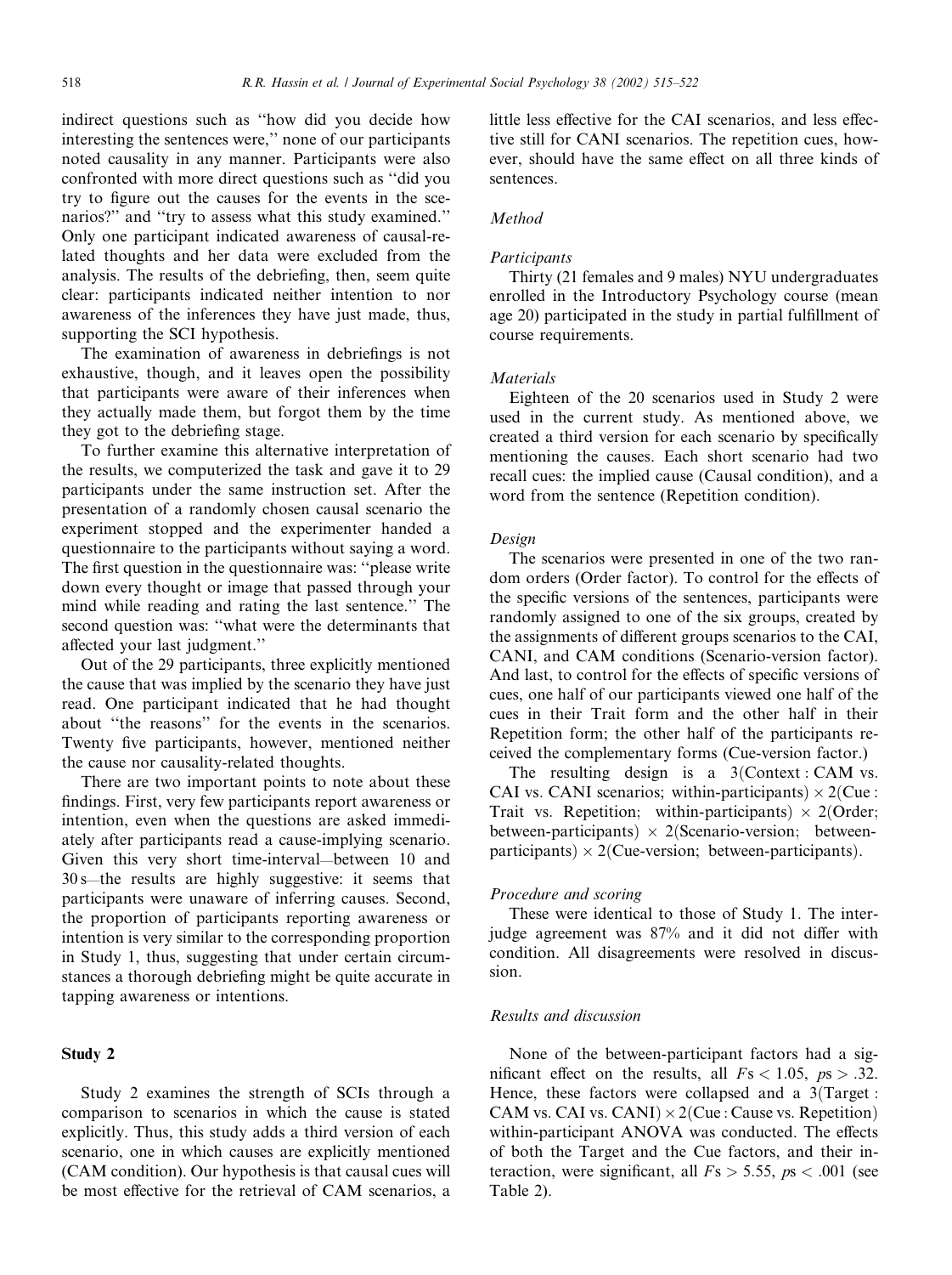indirect questions such as "how did you decide how interesting the sentences were," none of our participants noted causality in any manner. Participants were also confronted with more direct questions such as "did you try to figure out the causes for the events in the scenarios?" and "try to assess what this study examined." Only one participant indicated awareness of causal-related thoughts and her data were excluded from the analysis. The results of the debriefing, then, seem quite clear: participants indicated neither intention to nor awareness of the inferences they have just made, thus, supporting the SCI hypothesis.

The examination of awareness in debriefings is not exhaustive, though, and it leaves open the possibility that participants were aware of their inferences when they actually made them, but forgot them by the time they got to the debriefing stage.

To further examine this alternative interpretation of the results, we computerized the task and gave it to 29 participants under the same instruction set. After the presentation of a randomly chosen causal scenario the experiment stopped and the experimenter handed a questionnaire to the participants without saying a word. The first question in the questionnaire was: "please write down every thought or image that passed through your mind while reading and rating the last sentence." The second question was: "what were the determinants that affected your last judgment."

Out of the 29 participants, three explicitly mentioned the cause that was implied by the scenario they have just read. One participant indicated that he had thought about "the reasons" for the events in the scenarios. Twenty five participants, however, mentioned neither the cause nor causality-related thoughts.

There are two important points to note about these findings. First, very few participants report awareness or intention, even when the questions are asked immediately after participants read a cause-implying scenario. Given this very short time-interval—between 10 and 30 s—the results are highly suggestive: it seems that participants were unaware of inferring causes. Second, the proportion of participants reporting awareness or intention is very similar to the corresponding proportion in Study 1, thus, suggesting that under certain circumstances a thorough debriefing might be quite accurate in tapping awareness or intentions.

## Study 2

Study 2 examines the strength of SCIs through a comparison to scenarios in which the cause is stated explicitly. Thus, this study adds a third version of each scenario, one in which causes are explicitly mentioned (CAM condition). Our hypothesis is that causal cues will be most effective for the retrieval of CAM scenarios, a little less effective for the CAI scenarios, and less effective still for CANI scenarios. The repetition cues, however, should have the same effect on all three kinds of sentences.

### Method

#### Participants

Thirty (21 females and 9 males) NYU undergraduates enrolled in the Introductory Psychology course (mean age 20) participated in the study in partial fulfillment of course requirements.

#### Materials

Eighteen of the 20 scenarios used in Study 2 were used in the current study. As mentioned above, we created a third version for each scenario by specifically mentioning the causes. Each short scenario had two recall cues: the implied cause (Causal condition), and a word from the sentence (Repetition condition).

#### Design

The scenarios were presented in one of the two random orders (Order factor). To control for the effects of the specific versions of the sentences, participants were randomly assigned to one of the six groups, created by the assignments of different groups scenarios to the CAI, CANI, and CAM conditions (Scenario-version factor). And last, to control for the effects of specific versions of cues, one half of our participants viewed one half of the cues in their Trait form and the other half in their Repetition form; the other half of the participants received the complementary forms (Cue-version factor.)

The resulting design is a 3(Context : CAM vs. CAI vs. CANI scenarios; within-participants) × 2(Cue : Trait vs. Repetition; within-participants) × 2(Order; between-participants) × 2(Scenario-version; between-participants) × 2(Cue-version; between-participants).

#### Procedure and scoring

These were identical to those of Study 1. The inter-judge agreement was 87% and it did not differ with condition. All disagreements were resolved in discussion.

### Results and discussion

None of the between-participant factors had a significant effect on the results, all $Fs < 1.05$, $ps > .32$. Hence, these factors were collapsed and a 3(Target : CAM vs. CAI vs. CANI) × 2(Cue : Cause vs. Repetition) within-participant ANOVA was conducted. The effects of both the Target and the Cue factors, and their interaction, were significant, all $Fs > 5.55$, $ps < .001$ (see Table 2).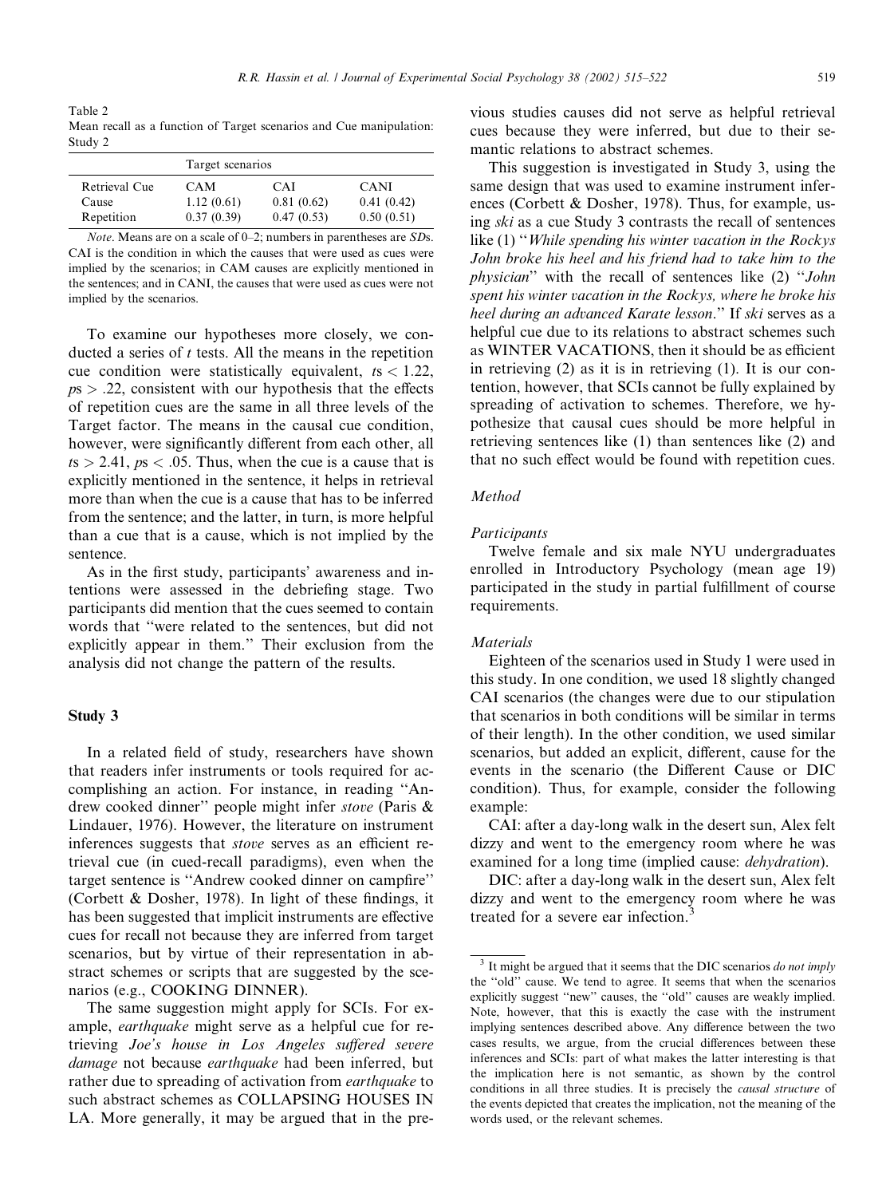Table 2
Mean recall as a function of Target scenarios and Cue manipulation: Study 2

| | Target scenarios | | |
|---|---|---|---|
| Retrieval Cue | CAM | CAI | CANI |
| Cause | 1.12 (0.61) | 0.81 (0.62) | 0.41 (0.42) |
| Repetition | 0.37 (0.39) | 0.47 (0.53) | 0.50 (0.51) |

*Note*. Means are on a scale of 0–2; numbers in parentheses are *SD*s. CAI is the condition in which the causes that were used as cues were implied by the scenarios; in CAM causes are explicitly mentioned in the sentences; and in CANI, the causes that were used as cues were not implied by the scenarios.

To examine our hypotheses more closely, we conducted a series of *t* tests. All the means in the repetition cue condition were statistically equivalent, $ts < 1.22$, $ps > .22$, consistent with our hypothesis that the effects of repetition cues are the same in all three levels of the Target factor. The means in the causal cue condition, however, were significantly different from each other, all $ts > 2.41$, $ps < .05$. Thus, when the cue is a cause that is explicitly mentioned in the sentence, it helps in retrieval more than when the cue is a cause that has to be inferred from the sentence; and the latter, in turn, is more helpful than a cue that is a cause, which is not implied by the sentence.

As in the first study, participants' awareness and intentions were assessed in the debriefing stage. Two participants did mention that the cues seemed to contain words that "were related to the sentences, but did not explicitly appear in them." Their exclusion from the analysis did not change the pattern of the results.

## Study 3

In a related field of study, researchers have shown that readers infer instruments or tools required for accomplishing an action. For instance, in reading "Andrew cooked dinner" people might infer *stove* (Paris & Lindauer, 1976). However, the literature on instrument inferences suggests that *stove* serves as an efficient retrieval cue (in cued-recall paradigms), even when the target sentence is "Andrew cooked dinner on campfire" (Corbett & Dosher, 1978). In light of these findings, it has been suggested that implicit instruments are effective cues for recall not because they are inferred from target scenarios, but by virtue of their representation in abstract schemes or scripts that are suggested by the scenarios (e.g., COOKING DINNER).

The same suggestion might apply for SCIs. For example, *earthquake* might serve as a helpful cue for retrieving *Joe's house in Los Angeles suffered severe damage* not because *earthquake* had been inferred, but rather due to spreading of activation from *earthquake* to such abstract schemes as COLLAPSING HOUSES IN LA. More generally, it may be argued that in the previous studies causes did not serve as helpful retrieval cues because they were inferred, but due to their semantic relations to abstract schemes.

This suggestion is investigated in Study 3, using the same design that was used to examine instrument inferences (Corbett & Dosher, 1978). Thus, for example, using *ski* as a cue Study 3 contrasts the recall of sentences like (1) "*While spending his winter vacation in the Rockys John broke his heel and his friend had to take him to the physician*" with the recall of sentences like (2) "*John spent his winter vacation in the Rockys, where he broke his heel during an advanced Karate lesson*." If *ski* serves as a helpful cue due to its relations to abstract schemes such as WINTER VACATIONS, then it should be as efficient in retrieving (2) as it is in retrieving (1). It is our contention, however, that SCIs cannot be fully explained by spreading of activation to schemes. Therefore, we hypothesize that causal cues should be more helpful in retrieving sentences like (1) than sentences like (2) and that no such effect would be found with repetition cues.

### Method

#### Participants

Twelve female and six male NYU undergraduates enrolled in Introductory Psychology (mean age 19) participated in the study in partial fulfillment of course requirements.

#### Materials

Eighteen of the scenarios used in Study 1 were used in this study. In one condition, we used 18 slightly changed CAI scenarios (the changes were due to our stipulation that scenarios in both conditions will be similar in terms of their length). In the other condition, we used similar scenarios, but added an explicit, different, cause for the events in the scenario (the Different Cause or DIC condition). Thus, for example, consider the following example:

CAI: after a day-long walk in the desert sun, Alex felt dizzy and went to the emergency room where he was examined for a long time (implied cause: *dehydration*).

DIC: after a day-long walk in the desert sun, Alex felt dizzy and went to the emergency room where he was treated for a severe ear infection.[3]

[3] It might be argued that it seems that the DIC scenarios *do not imply* the "old" cause. We tend to agree. It seems that when the scenarios explicitly suggest "new" causes, the "old" causes are weakly implied. Note, however, that this is exactly the case with the instrument implying sentences described above. Any difference between the two cases results, we argue, from the crucial differences between these inferences and SCIs: part of what makes the latter interesting is that the implication here is not semantic, as shown by the control conditions in all three studies. It is precisely the *causal structure* of the events depicted that creates the implication, not the meaning of the words used, or the relevant schemes.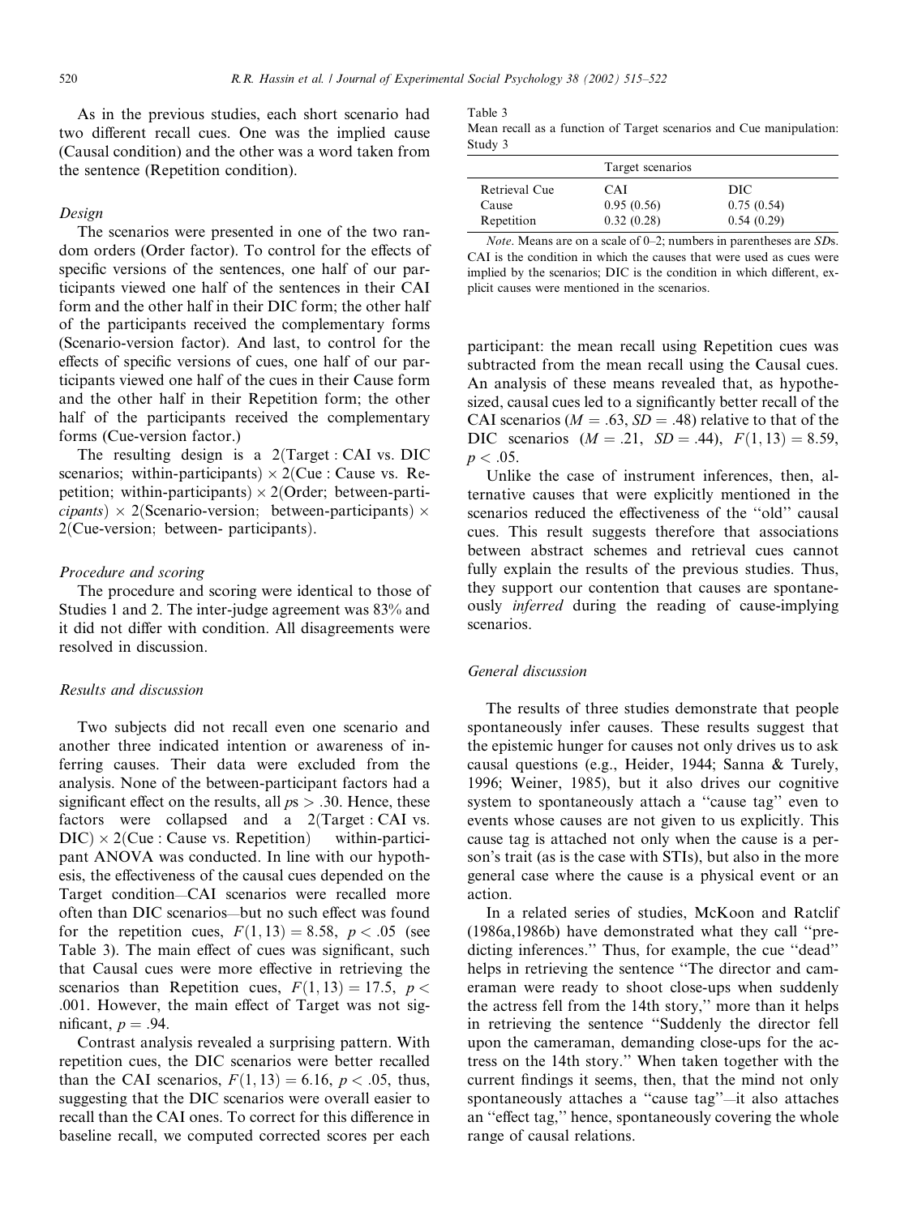As in the previous studies, each short scenario had two different recall cues. One was the implied cause (Causal condition) and the other was a word taken from the sentence (Repetition condition).

### Design

The scenarios were presented in one of the two random orders (Order factor). To control for the effects of specific versions of the sentences, one half of our participants viewed one half of the sentences in their CAI form and the other half in their DIC form; the other half of the participants received the complementary forms (Scenario-version factor). And last, to control for the effects of specific versions of cues, one half of our participants viewed one half of the cues in their Cause form and the other half in their Repetition form; the other half of the participants received the complementary forms (Cue-version factor.)

The resulting design is a 2(Target : CAI vs. DIC scenarios; within-participants) × 2(Cue : Cause vs. Repetition; within-participants) × 2(Order; *between-participants*) × 2(Scenario-version; between-participants) × 2(Cue-version; between- participants).

### Procedure and scoring

The procedure and scoring were identical to those of Studies 1 and 2. The inter-judge agreement was 83% and it did not differ with condition. All disagreements were resolved in discussion.

### Results and discussion

Two subjects did not recall even one scenario and another three indicated intention or awareness of inferring causes. Their data were excluded from the analysis. None of the between-participant factors had a significant effect on the results, all $ps > .30$. Hence, these factors were collapsed and a 2(Target : CAI vs. DIC) × 2(Cue : Cause vs. Repetition) within-participant ANOVA was conducted. In line with our hypothesis, the effectiveness of the causal cues depended on the Target condition—CAI scenarios were recalled more often than DIC scenarios—but no such effect was found for the repetition cues, $F(1,13) = 8.58$, $p < .05$ (see Table 3). The main effect of cues was significant, such that Causal cues were more effective in retrieving the scenarios than Repetition cues, $F(1,13) = 17.5$, $p < .001$. However, the main effect of Target was not significant, $p = .94$.

Contrast analysis revealed a surprising pattern. With repetition cues, the DIC scenarios were better recalled than the CAI scenarios, $F(1,13) = 6.16$, $p < .05$, thus, suggesting that the DIC scenarios were overall easier to recall than the CAI ones. To correct for this difference in baseline recall, we computed corrected scores per each participant: the mean recall using Repetition cues was subtracted from the mean recall using the Causal cues. An analysis of these means revealed that, as hypothesized, causal cues led to a significantly better recall of the CAI scenarios ($M = .63$, $SD = .48$) relative to that of the DIC scenarios ($M = .21$, $SD = .44$), $F(1,13) = 8.59$, $p < .05$.

Table 3
Mean recall as a function of Target scenarios and Cue manipulation: Study 3

| | Target scenarios | |
|---|---|---|
| Retrieval Cue | CAI | DIC |
| Cause | 0.95 (0.56) | 0.75 (0.54) |
| Repetition | 0.32 (0.28) | 0.54 (0.29) |

*Note*. Means are on a scale of 0–2; numbers in parentheses are *SD*s. CAI is the condition in which the causes that were used as cues were implied by the scenarios; DIC is the condition in which different, explicit causes were mentioned in the scenarios.

Unlike the case of instrument inferences, then, alternative causes that were explicitly mentioned in the scenarios reduced the effectiveness of the "old" causal cues. This result suggests therefore that associations between abstract schemes and retrieval cues cannot fully explain the results of the previous studies. Thus, they support our contention that causes are spontaneously *inferred* during the reading of cause-implying scenarios.

## General discussion

The results of three studies demonstrate that people spontaneously infer causes. These results suggest that the epistemic hunger for causes not only drives us to ask causal questions (e.g., Heider, 1944; Sanna & Turely, 1996; Weiner, 1985), but it also drives our cognitive system to spontaneously attach a "cause tag" even to events whose causes are not given to us explicitly. This cause tag is attached not only when the cause is a person's trait (as is the case with STIs), but also in the more general case where the cause is a physical event or an action.

In a related series of studies, McKoon and Ratclif (1986a,1986b) have demonstrated what they call "predicting inferences." Thus, for example, the cue "dead" helps in retrieving the sentence "The director and cameraman were ready to shoot close-ups when suddenly the actress fell from the 14th story," more than it helps in retrieving the sentence "Suddenly the director fell upon the cameraman, demanding close-ups for the actress on the 14th story." When taken together with the current findings it seems, then, that the mind not only spontaneously attaches a "cause tag"—it also attaches an "effect tag," hence, spontaneously covering the whole range of causal relations.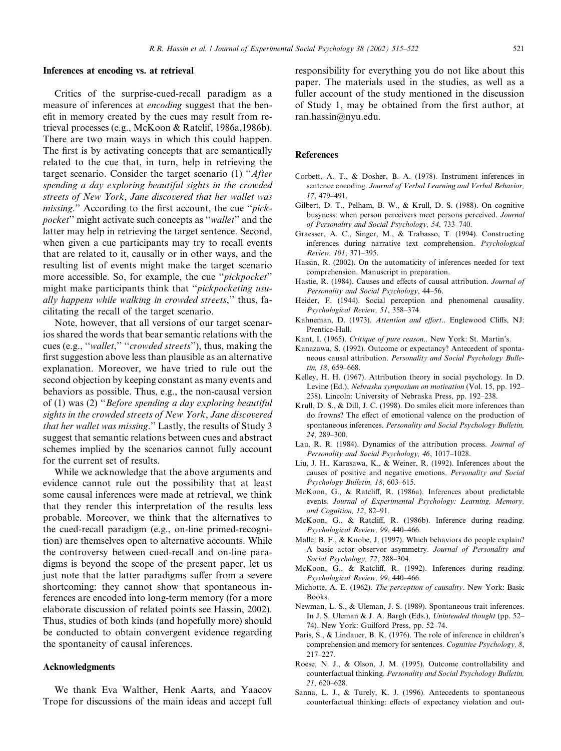## Inferences at encoding vs. at retrieval

Critics of the surprise-cued-recall paradigm as a measure of inferences at *encoding* suggest that the benefit in memory created by the cues may result from retrieval processes (e.g., McKoon & Ratclif, 1986a,1986b). There are two main ways in which this could happen. The first is by activating concepts that are semantically related to the cue that, in turn, help in retrieving the target scenario. Consider the target scenario (1) ''*After spending a day exploring beautiful sights in the crowded streets of New York, Jane discovered that her wallet was missing*.'' According to the first account, the cue ''*pickpocket*'' might activate such concepts as ''*wallet*'' and the latter may help in retrieving the target sentence. Second, when given a cue participants may try to recall events that are related to it, causally or in other ways, and the resulting list of events might make the target scenario more accessible. So, for example, the cue ''*pickpocket*'' might make participants think that ''*pickpocketing usually happens while walking in crowded streets*,'' thus, facilitating the recall of the target scenario.

Note, however, that all versions of our target scenarios shared the words that bear semantic relations with the cues (e.g., ''*wallet*,'' ''*crowded streets*''), thus, making the first suggestion above less than plausible as an alternative explanation. Moreover, we have tried to rule out the second objection by keeping constant as many events and behaviors as possible. Thus, e.g., the non-causal version of (1) was (2) ''*Before spending a day exploring beautiful sights in the crowded streets of New York, Jane discovered that her wallet was missing*.'' Lastly, the results of Study 3 suggest that semantic relations between cues and abstract schemes implied by the scenarios cannot fully account for the current set of results.

While we acknowledge that the above arguments and evidence cannot rule out the possibility that at least some causal inferences were made at retrieval, we think that they render this interpretation of the results less probable. Moreover, we think that the alternatives to the cued-recall paradigm (e.g., on-line primed-recognition) are themselves open to alternative accounts. While the controversy between cued-recall and on-line paradigms is beyond the scope of the present paper, let us just note that the latter paradigms suffer from a severe shortcoming: they cannot show that spontaneous inferences are encoded into long-term memory (for a more elaborate discussion of related points see Hassin, 2002). Thus, studies of both kinds (and hopefully more) should be conducted to obtain convergent evidence regarding the spontaneity of causal inferences.

## Acknowledgments

We thank Eva Walther, Henk Aarts, and Yaacov Trope for discussions of the main ideas and accept full responsibility for everything you do not like about this paper. The materials used in the studies, as well as a fuller account of the study mentioned in the discussion of Study 1, may be obtained from the first author, at ran.hassin@nyu.edu.

## References

Corbett, A. T., & Dosher, B. A. (1978). Instrument inferences in sentence encoding. *Journal of Verbal Learning and Verbal Behavior, 17*, 479–491.

Gilbert, D. T., Pelham, B. W., & Krull, D. S. (1988). On cognitive busyness: when person perceivers meet persons perceived. *Journal of Personality and Social Psychology, 54*, 733–740.

Graesser, A. C., Singer, M., & Trabasso, T. (1994). Constructing inferences during narrative text comprehension. *Psychological Review, 101*, 371–395.

Hassin, R. (2002). On the automaticity of inferences needed for text comprehension. Manuscript in preparation.

Hastie, R. (1984). Causes and effects of causal attribution. *Journal of Personality and Social Psychology*, 44–56.

Heider, F. (1944). Social perception and phenomenal causality. *Psychological Review, 51*, 358–374.

Kahneman, D. (1973). *Attention and effort.*. Englewood Cliffs, NJ: Prentice-Hall.

Kant, I. (1965). *Critique of pure reason.*. New York: St. Martin's.

Kanazawa, S. (1992). Outcome or expectancy? Antecedent of spontaneous causal attribution. *Personality and Social Psychology Bulletin, 18*, 659–668.

Kelley, H. H. (1967). Attribution theory in social psychology. In D. Levine (Ed.), *Nebraska symposium on motivation* (Vol. 15, pp. 192–238). Lincoln: University of Nebraska Press, pp. 192–238.

Krull, D. S., & Dill, J. C. (1998). Do smiles elicit more inferences than do frowns? The effect of emotional valence on the production of spontaneous inferences. *Personality and Social Psychology Bulletin, 24*, 289–300.

Lau, R. R. (1984). Dynamics of the attribution process. *Journal of Personality and Social Psychology, 46*, 1017–1028.

Liu, J. H., Karasawa, K., & Weiner, R. (1992). Inferences about the causes of positive and negative emotions. *Personality and Social Psychology Bulletin, 18*, 603–615.

McKoon, G., & Ratcliff, R. (1986a). Inferences about predictable events. *Journal of Experimental Psychology: Learning, Memory, and Cognition, 12*, 82–91.

McKoon, G., & Ratcliff, R. (1986b). Inference during reading. *Psychological Review, 99*, 440–466.

Malle, B. F., & Knobe, J. (1997). Which behaviors do people explain? A basic actor–observor asymmetry. *Journal of Personality and Social Psychology, 72*, 288–304.

McKoon, G., & Ratcliff, R. (1992). Inferences during reading. *Psychological Review, 99*, 440–466.

Michotte, A. E. (1962). *The perception of causality*. New York: Basic Books.

Newman, L. S., & Uleman, J. S. (1989). Spontaneous trait inferences. In J. S. Uleman & J. A. Bargh (Eds.), *Unintended thought* (pp. 52–74). New York: Guilford Press, pp. 52–74.

Paris, S., & Lindauer, B. K. (1976). The role of inference in children's comprehension and memory for sentences. *Cognitive Psychology, 8*, 217–227.

Roese, N. J., & Olson, J. M. (1995). Outcome controllability and counterfactual thinking. *Personality and Social Psychology Bulletin, 21*, 620–628.

Sanna, L. J., & Turely, K. J. (1996). Antecedents to spontaneous counterfactual thinking: effects of expectancy violation and out-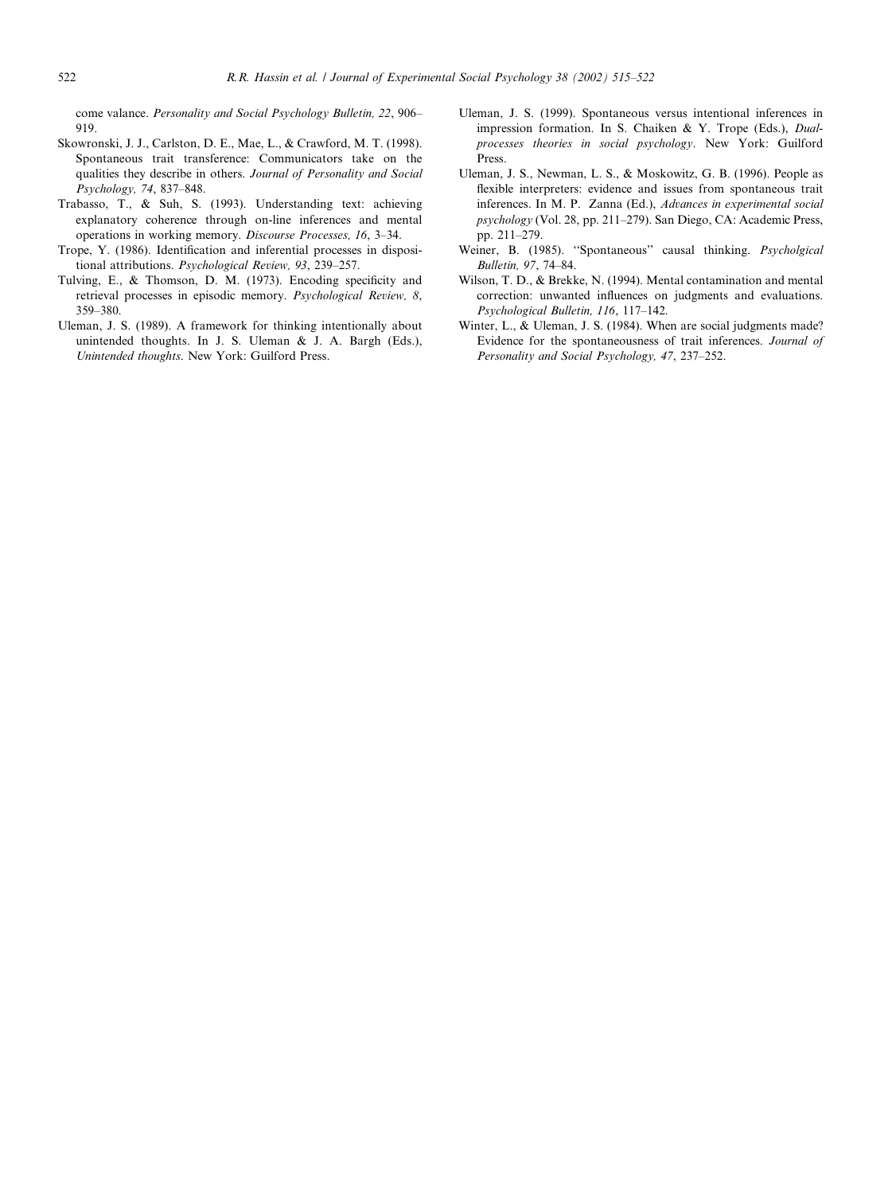come valance. *Personality and Social Psychology Bulletin, 22*, 906–919.

Skowronski, J. J., Carlston, D. E., Mae, L., & Crawford, M. T. (1998). Spontaneous trait transference: Communicators take on the qualities they describe in others. *Journal of Personality and Social Psychology, 74*, 837–848.

Trabasso, T., & Suh, S. (1993). Understanding text: achieving explanatory coherence through on-line inferences and mental operations in working memory. *Discourse Processes, 16*, 3–34.

Trope, Y. (1986). Identification and inferential processes in dispositional attributions. *Psychological Review, 93*, 239–257.

Tulving, E., & Thomson, D. M. (1973). Encoding specificity and retrieval processes in episodic memory. *Psychological Review, 8*, 359–380.

Uleman, J. S. (1989). A framework for thinking intentionally about unintended thoughts. In J. S. Uleman & J. A. Bargh (Eds.), *Unintended thoughts*. New York: Guilford Press.

Uleman, J. S. (1999). Spontaneous versus intentional inferences in impression formation. In S. Chaiken & Y. Trope (Eds.), *Dual-processes theories in social psychology*. New York: Guilford Press.

Uleman, J. S., Newman, L. S., & Moskowitz, G. B. (1996). People as flexible interpreters: evidence and issues from spontaneous trait inferences. In M. P. Zanna (Ed.), *Advances in experimental social psychology* (Vol. 28, pp. 211–279). San Diego, CA: Academic Press, pp. 211–279.

Weiner, B. (1985). ''Spontaneous'' causal thinking. *Psycholgical Bulletin, 97*, 74–84.

Wilson, T. D., & Brekke, N. (1994). Mental contamination and mental correction: unwanted influences on judgments and evaluations. *Psychological Bulletin, 116*, 117–142.

Winter, L., & Uleman, J. S. (1984). When are social judgments made? Evidence for the spontaneousness of trait inferences. *Journal of Personality and Social Psychology, 47*, 237–252.